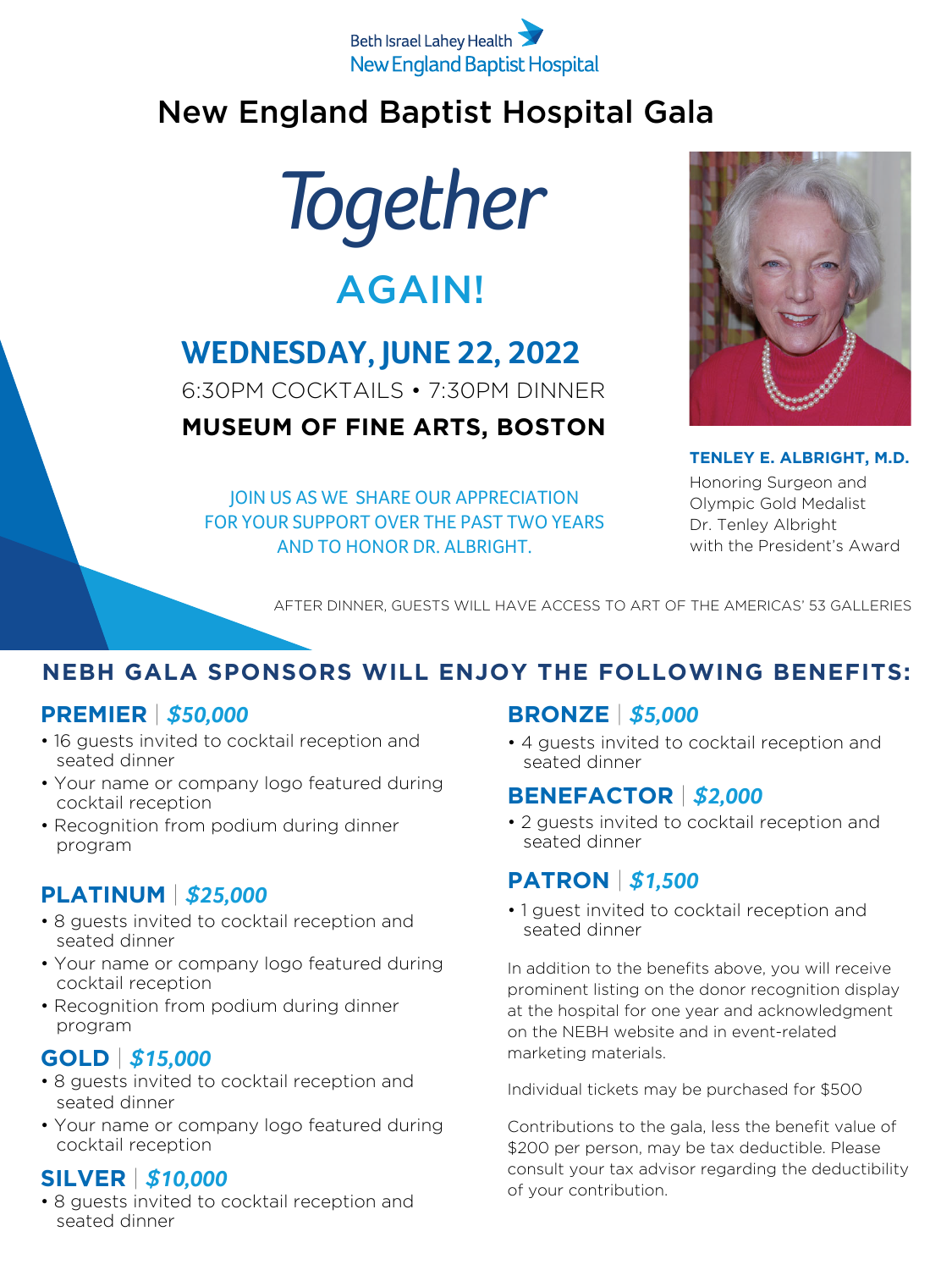Beth Israel Lahey Health
New England Baptist Hospital

# New England Baptist Hospital Gala

## *Together*

## AGAIN!

### WEDNESDAY, JUNE 22, 2022

6:30PM COCKTAILS • 7:30PM DINNER

**MUSEUM OF FINE ARTS, BOSTON**

JOIN US AS WE SHARE OUR APPRECIATION FOR YOUR SUPPORT OVER THE PAST TWO YEARS AND TO HONOR DR. ALBRIGHT.

**TENLEY E. ALBRIGHT, M.D.**

Honoring Surgeon and Olympic Gold Medalist Dr. Tenley Albright with the President's Award

AFTER DINNER, GUESTS WILL HAVE ACCESS TO ART OF THE AMERICAS' 53 GALLERIES

## NEBH GALA SPONSORS WILL ENJOY THE FOLLOWING BENEFITS:

### PREMIER | *$50,000*

- 16 guests invited to cocktail reception and seated dinner
- Your name or company logo featured during cocktail reception
- Recognition from podium during dinner program

### PLATINUM | *$25,000*

- 8 guests invited to cocktail reception and seated dinner
- Your name or company logo featured during cocktail reception
- Recognition from podium during dinner program

### GOLD | *$15,000*

- 8 guests invited to cocktail reception and seated dinner
- Your name or company logo featured during cocktail reception

### SILVER | *$10,000*

- 8 guests invited to cocktail reception and seated dinner

### BRONZE | *$5,000*

- 4 guests invited to cocktail reception and seated dinner

### BENEFACTOR | *$2,000*

- 2 guests invited to cocktail reception and seated dinner

### PATRON | *$1,500*

- 1 guest invited to cocktail reception and seated dinner

In addition to the benefits above, you will receive prominent listing on the donor recognition display at the hospital for one year and acknowledgment on the NEBH website and in event-related marketing materials.

Individual tickets may be purchased for $500

Contributions to the gala, less the benefit value of $200 per person, may be tax deductible. Please consult your tax advisor regarding the deductibility of your contribution.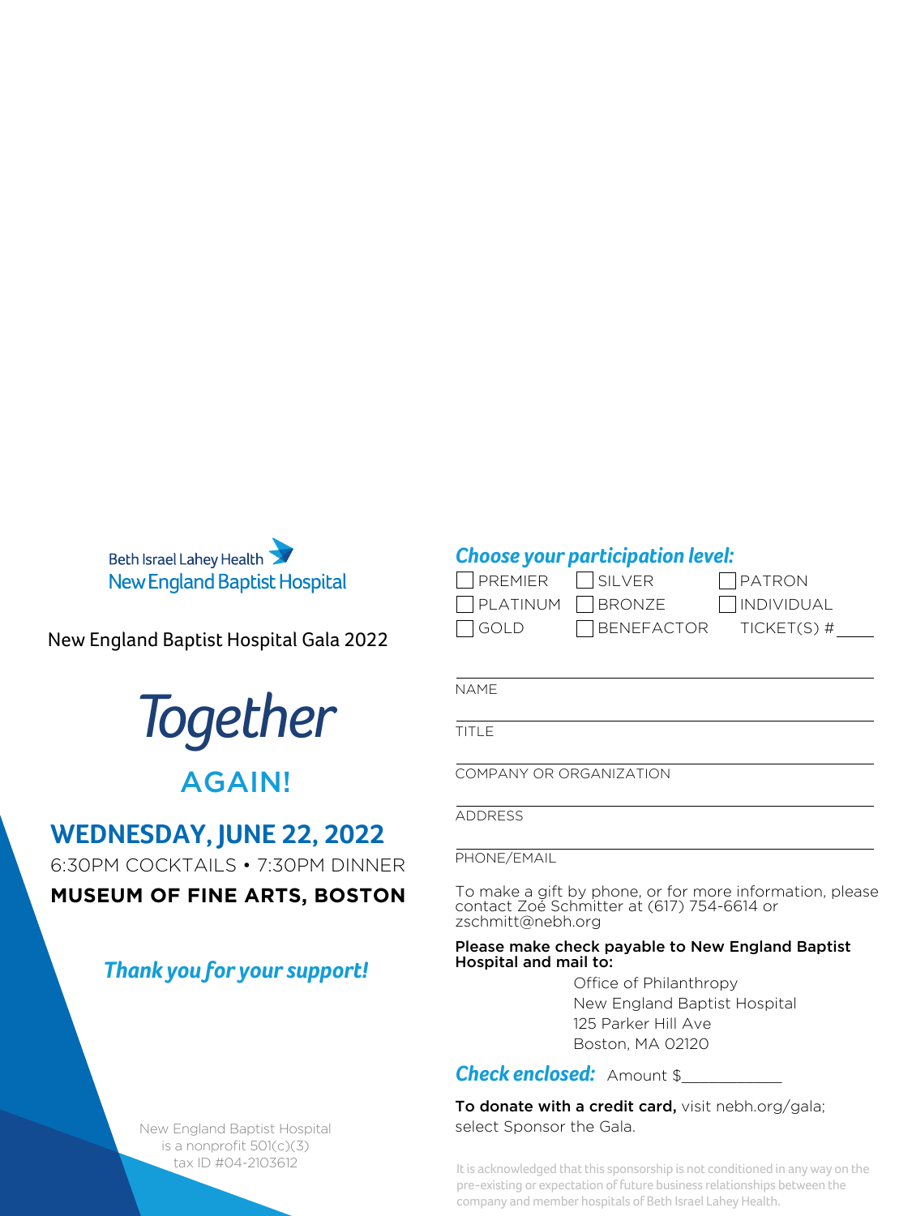Beth Israel Lahey Health
New England Baptist Hospital

New England Baptist Hospital Gala 2022

# *Together*

## AGAIN!

## WEDNESDAY, JUNE 22, 2022

6:30PM COCKTAILS • 7:30PM DINNER

**MUSEUM OF FINE ARTS, BOSTON**

***Thank you for your support!***

New England Baptist Hospital is a nonprofit 501(c)(3) tax ID #04-2103612

### *Choose your participation level:*

- ☐ PREMIER
- ☐ PLATINUM
- ☐ GOLD
- ☐ SILVER
- ☐ BRONZE
- ☐ BENEFACTOR
- ☐ PATRON
- ☐ INDIVIDUAL

TICKET(S) # ____

NAME ______________________

TITLE ______________________

COMPANY OR ORGANIZATION ______________________

ADDRESS ______________________

PHONE/EMAIL ______________________

To make a gift by phone, or for more information, please contact Zoë Schmitter at (617) 754-6614 or zschmitt@nebh.org

**Please make check payable to New England Baptist Hospital and mail to:**

Office of Philanthropy
New England Baptist Hospital
125 Parker Hill Ave
Boston, MA 02120

***Check enclosed:*** Amount $____________

**To donate with a credit card,** visit nebh.org/gala; select Sponsor the Gala.

It is acknowledged that this sponsorship is not conditioned in any way on the pre-existing or expectation of future business relationships between the company and member hospitals of Beth Israel Lahey Health.